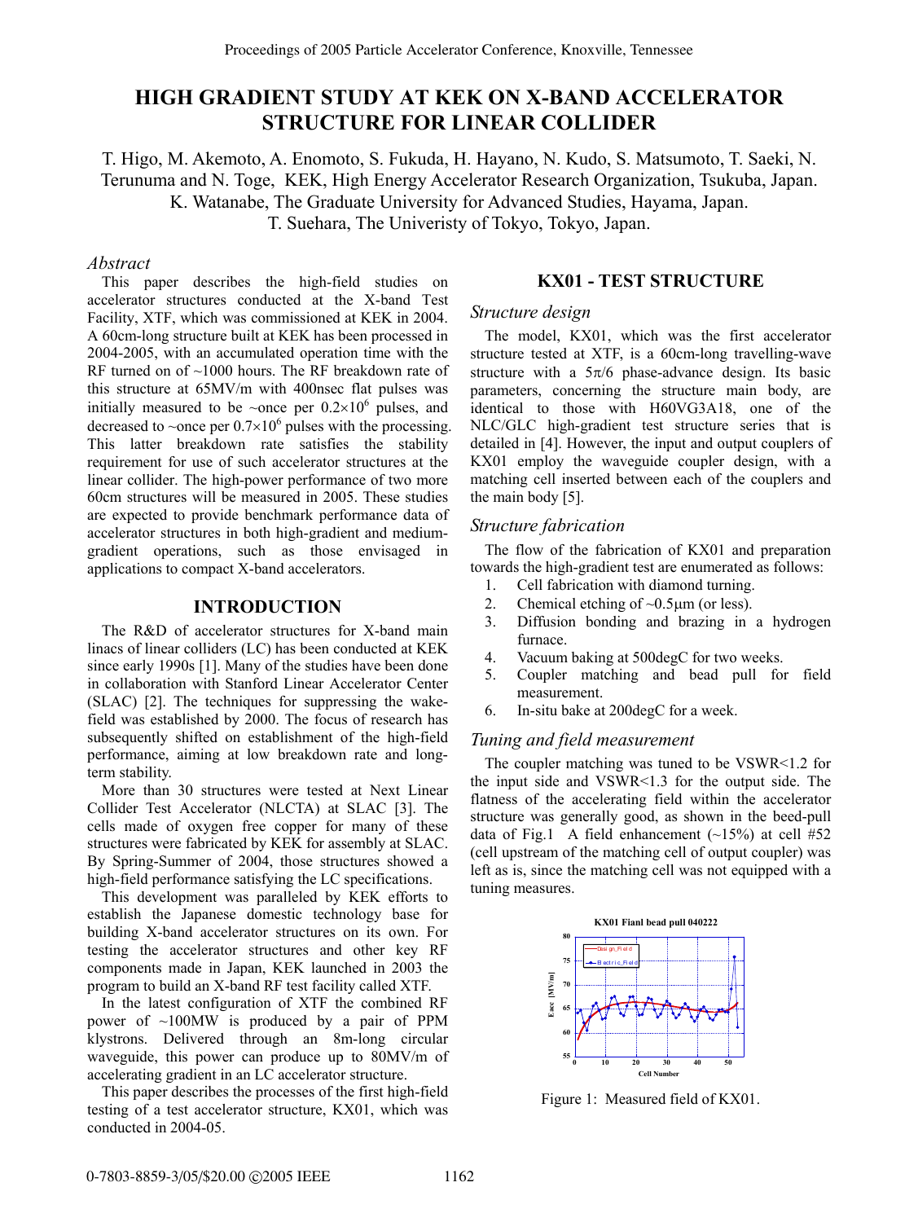# HIGH GRADIENT STUDY AT KEK ON X-BAND ACCELERATOR STRUCTURE FOR LINEAR COLLIDER

T. Higo, M. Akemoto, A. Enomoto, S. Fukuda, H. Hayano, N. Kudo, S. Matsumoto, T. Saeki, N. Terunuma and N. Toge, KEK, High Energy Accelerator Research Organization, Tsukuba, Japan.
K. Watanabe, The Graduate University for Advanced Studies, Hayama, Japan.
T. Suehara, The Univeristy of Tokyo, Tokyo, Japan.

### *Abstract*

This paper describes the high-field studies on accelerator structures conducted at the X-band Test Facility, XTF, which was commissioned at KEK in 2004. A 60cm-long structure built at KEK has been processed in 2004-2005, with an accumulated operation time with the RF turned on of ~1000 hours. The RF breakdown rate of this structure at 65MV/m with 400nsec flat pulses was initially measured to be ~once per $0.2\times10^6$ pulses, and decreased to ~once per $0.7\times10^6$ pulses with the processing. This latter breakdown rate satisfies the stability requirement for use of such accelerator structures at the linear collider. The high-power performance of two more 60cm structures will be measured in 2005. These studies are expected to provide benchmark performance data of accelerator structures in both high-gradient and medium-gradient operations, such as those envisaged in applications to compact X-band accelerators.

## INTRODUCTION

The R&D of accelerator structures for X-band main linacs of linear colliders (LC) has been conducted at KEK since early 1990s [1]. Many of the studies have been done in collaboration with Stanford Linear Accelerator Center (SLAC) [2]. The techniques for suppressing the wake-field was established by 2000. The focus of research has subsequently shifted on establishment of the high-field performance, aiming at low breakdown rate and long-term stability.

More than 30 structures were tested at Next Linear Collider Test Accelerator (NLCTA) at SLAC [3]. The cells made of oxygen free copper for many of these structures were fabricated by KEK for assembly at SLAC. By Spring-Summer of 2004, those structures showed a high-field performance satisfying the LC specifications.

This development was paralleled by KEK efforts to establish the Japanese domestic technology base for building X-band accelerator structures on its own. For testing the accelerator structures and other key RF components made in Japan, KEK launched in 2003 the program to build an X-band RF test facility called XTF.

In the latest configuration of XTF the combined RF power of ~100MW is produced by a pair of PPM klystrons. Delivered through an 8m-long circular waveguide, this power can produce up to 80MV/m of accelerating gradient in an LC accelerator structure.

This paper describes the processes of the first high-field testing of a test accelerator structure, KX01, which was conducted in 2004-05.

## KX01 - TEST STRUCTURE

### *Structure design*

The model, KX01, which was the first accelerator structure tested at XTF, is a 60cm-long travelling-wave structure with a $5\pi/6$ phase-advance design. Its basic parameters, concerning the structure main body, are identical to those with H60VG3A18, one of the NLC/GLC high-gradient test structure series that is detailed in [4]. However, the input and output couplers of KX01 employ the waveguide coupler design, with a matching cell inserted between each of the couplers and the main body [5].

### *Structure fabrication*

The flow of the fabrication of KX01 and preparation towards the high-gradient test are enumerated as follows:

1. Cell fabrication with diamond turning.
2. Chemical etching of ~0.5μm (or less).
3. Diffusion bonding and brazing in a hydrogen furnace.
4. Vacuum baking at 500degC for two weeks.
5. Coupler matching and bead pull for field measurement.
6. In-situ bake at 200degC for a week.

### *Tuning and field measurement*

The coupler matching was tuned to be VSWR<1.2 for the input side and VSWR<1.3 for the output side. The flatness of the accelerating field within the accelerator structure was generally good, as shown in the beed-pull data of Fig.1 A field enhancement (~15%) at cell #52 (cell upstream of the matching cell of output coupler) was left as is, since the matching cell was not equipped with a tuning measures.

Figure 1: Measured field of KX01.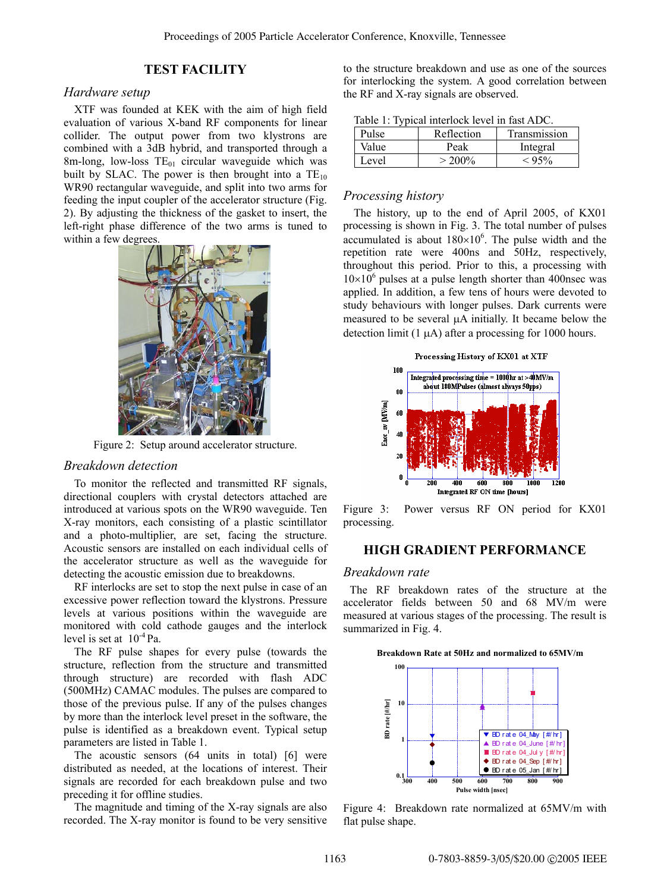## TEST FACILITY

### *Hardware setup*

XTF was founded at KEK with the aim of high field evaluation of various X-band RF components for linear collider. The output power from two klystrons are combined with a 3dB hybrid, and transported through a 8m-long, low-loss $TE_{01}$ circular waveguide which was built by SLAC. The power is then brought into a $TE_{10}$ WR90 rectangular waveguide, and split into two arms for feeding the input coupler of the accelerator structure (Fig. 2). By adjusting the thickness of the gasket to insert, the left-right phase difference of the two arms is tuned to within a few degrees.

Figure 2: Setup around accelerator structure.

### *Breakdown detection*

To monitor the reflected and transmitted RF signals, directional couplers with crystal detectors attached are introduced at various spots on the WR90 waveguide. Ten X-ray monitors, each consisting of a plastic scintillator and a photo-multiplier, are set, facing the structure. Acoustic sensors are installed on each individual cells of the accelerator structure as well as the waveguide for detecting the acoustic emission due to breakdowns.

RF interlocks are set to stop the next pulse in case of an excessive power reflection toward the klystrons. Pressure levels at various positions within the waveguide are monitored with cold cathode gauges and the interlock level is set at $10^{-4}$ Pa.

The RF pulse shapes for every pulse (towards the structure, reflection from the structure and transmitted through structure) are recorded with flash ADC (500MHz) CAMAC modules. The pulses are compared to those of the previous pulse. If any of the pulses changes by more than the interlock level preset in the software, the pulse is identified as a breakdown event. Typical setup parameters are listed in Table 1.

The acoustic sensors (64 units in total) [6] were distributed as needed, at the locations of interest. Their signals are recorded for each breakdown pulse and two preceding it for offline studies.

The magnitude and timing of the X-ray signals are also recorded. The X-ray monitor is found to be very sensitive to the structure breakdown and use as one of the sources for interlocking the system. A good correlation between the RF and X-ray signals are observed.

Table 1: Typical interlock level in fast ADC.

| Pulse | Reflection | Transmission |
|---|---|---|
| Value | Peak | Integral |
| Level | > 200% | < 95% |

### *Processing history*

The history, up to the end of April 2005, of KX01 processing is shown in Fig. 3. The total number of pulses accumulated is about $180\times10^6$. The pulse width and the repetition rate were 400ns and 50Hz, respectively, throughout this period. Prior to this, a processing with $10\times10^6$ pulses at a pulse length shorter than 400nsec was applied. In addition, a few tens of hours were devoted to study behaviours with longer pulses. Dark currents were measured to be several μA initially. It became below the detection limit (1 μA) after a processing for 1000 hours.

Figure 3: Power versus RF ON period for KX01 processing.

## HIGH GRADIENT PERFORMANCE

### *Breakdown rate*

The RF breakdown rates of the structure at the accelerator fields between 50 and 68 MV/m were measured at various stages of the processing. The result is summarized in Fig. 4.

Figure 4: Breakdown rate normalized at 65MV/m with flat pulse shape.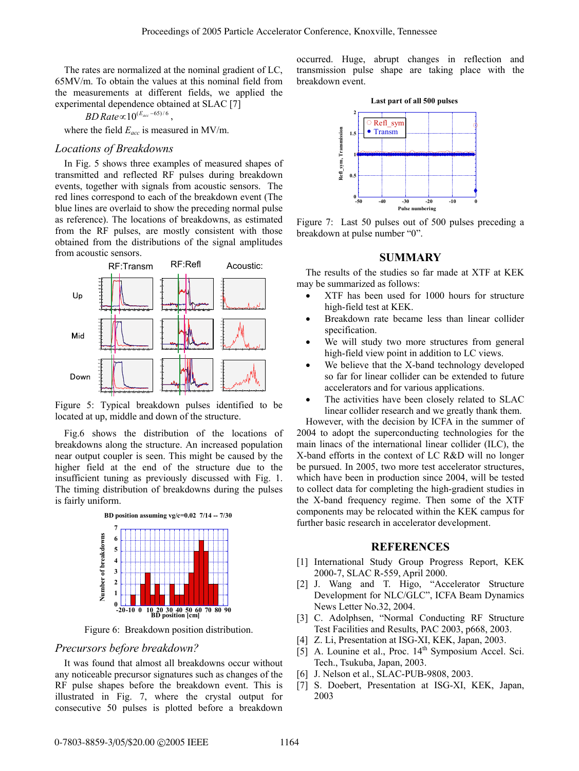The rates are normalized at the nominal gradient of LC, 65MV/m. To obtain the values at this nominal field from the measurements at different fields, we applied the experimental dependence obtained at SLAC [7]

$$BD\,Rate \propto 10^{(E_{acc}-65)/6},$$

where the field $E_{acc}$ is measured in MV/m.

### *Locations of Breakdowns*

In Fig. 5 shows three examples of measured shapes of transmitted and reflected RF pulses during breakdown events, together with signals from acoustic sensors. The red lines correspond to each of the breakdown event (The blue lines are overlaid to show the preceding normal pulse as reference). The locations of breakdowns, as estimated from the RF pulses, are mostly consistent with those obtained from the distributions of the signal amplitudes from acoustic sensors.

RF:Transm
RF:Refl
Acoustic:
Up
Mid
Down

Figure 5: Typical breakdown pulses identified to be located at up, middle and down of the structure.

Fig.6 shows the distribution of the locations of breakdowns along the structure. An increased population near output coupler is seen. This might be caused by the higher field at the end of the structure due to the insufficient tuning as previously discussed with Fig. 1. The timing distribution of breakdowns during the pulses is fairly uniform.

BD position assuming vg/c=0.02 7/14 -- 7/30
Number of breakdowns
0
1
2
3
4
5
6
7
-20 -10 0 10 20 30 40 50 60 70 80 90
BD position [cm]

Figure 6: Breakdown position distribution.

### *Precursors before breakdown?*

It was found that almost all breakdowns occur without any noticeable precursor signatures such as changes of the RF pulse shapes before the breakdown event. This is illustrated in Fig. 7, where the crystal output for consecutive 50 pulses is plotted before a breakdown occurred. Huge, abrupt changes in reflection and transmission pulse shape are taking place with the breakdown event.

Last part of all 500 pulses
Refl_sym
Transm
Refl_sym, Transmission
0
0.5
1
1.5
2
-50 -40 -30 -20 -10 0
Pulse numbering

Figure 7: Last 50 pulses out of 500 pulses preceding a breakdown at pulse number "0".

## SUMMARY

The results of the studies so far made at XTF at KEK may be summarized as follows:

- XTF has been used for 1000 hours for structure high-field test at KEK.
- Breakdown rate became less than linear collider specification.
- We will study two more structures from general high-field view point in addition to LC views.
- We believe that the X-band technology developed so far for linear collider can be extended to future accelerators and for various applications.
- The activities have been closely related to SLAC linear collider research and we greatly thank them.

However, with the decision by ICFA in the summer of 2004 to adopt the superconducting technologies for the main linacs of the international linear collider (ILC), the X-band efforts in the context of LC R&D will no longer be pursued. In 2005, two more test accelerator structures, which have been in production since 2004, will be tested to collect data for completing the high-gradient studies in the X-band frequency regime. Then some of the XTF components may be relocated within the KEK campus for further basic research in accelerator development.

## REFERENCES

[1] International Study Group Progress Report, KEK 2000-7, SLAC R-559, April 2000.

[2] J. Wang and T. Higo, "Accelerator Structure Development for NLC/GLC", ICFA Beam Dynamics News Letter No.32, 2004.

[3] C. Adolphsen, "Normal Conducting RF Structure Test Facilities and Results, PAC 2003, p668, 2003.

[4] Z. Li, Presentation at ISG-XI, KEK, Japan, 2003.

[5] A. Lounine et al., Proc. 14th Symposium Accel. Sci. Tech., Tsukuba, Japan, 2003.

[6] J. Nelson et al., SLAC-PUB-9808, 2003.

[7] S. Doebert, Presentation at ISG-XI, KEK, Japan, 2003